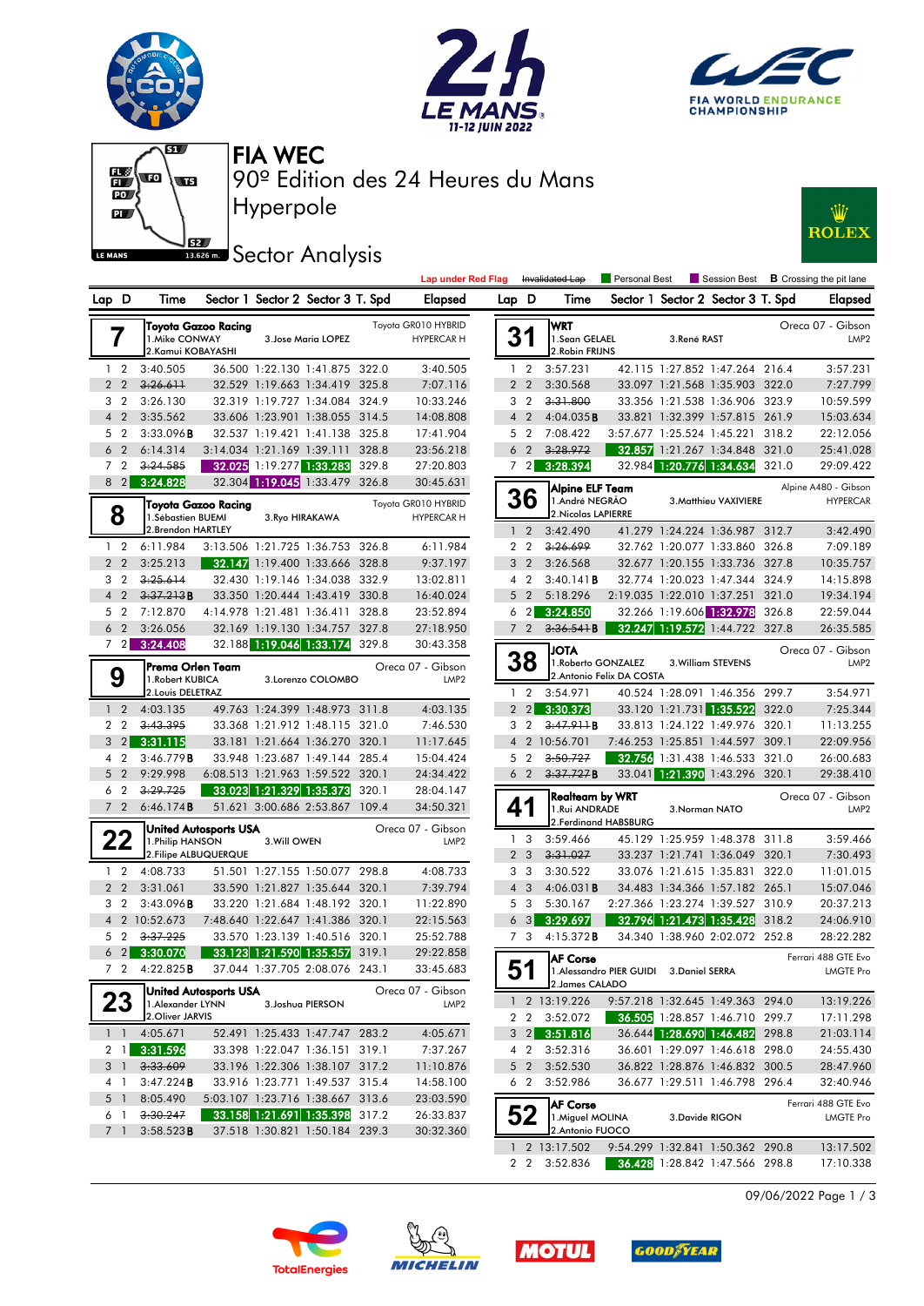# FIA WEC

## 90º Edition des 24 Heures du Mans

## Hyperpole

## Sector Analysis

Lap under Red Flag | ~~Invalidated Lap~~ | Personal Best | Session Best | **B** Crossing the pit lane

### 7 — Toyota Gazoo Racing — Toyota GR010 HYBRID — HYPERCAR H
1.Mike CONWAY, 2.Kamui KOBAYASHI, 3.Jose Maria LOPEZ

| Lap | D | Time | Sector 1 | Sector 2 | Sector 3 | T. Spd | Elapsed |
|---|---|---|---|---|---|---|---|
| 1 | 2 | 3:40.505 | 36.500 | 1:22.130 | 1:41.875 | 322.0 | 3:40.505 |
| 2 | 2 | ~~3:26.611~~ | 32.529 | 1:19.663 | 1:34.419 | 325.8 | 7:07.116 |
| 3 | 2 | 3:26.130 | 32.319 | 1:19.727 | 1:34.084 | 324.9 | 10:33.246 |
| 4 | 2 | 3:35.562 | 33.606 | 1:23.901 | 1:38.055 | 314.5 | 14:08.808 |
| 5 | 2 | 3:33.096**B** | 32.537 | 1:19.421 | 1:41.138 | 325.8 | 17:41.904 |
| 6 | 2 | 6:14.314 | 3:14.034 | 1:21.169 | 1:39.111 | 328.8 | 23:56.218 |
| 7 | 2 | ~~3:24.585~~ | 32.025 | 1:19.277 | 1:33.283 | 329.8 | 27:20.803 |
| 8 | 2 | 3:24.828 | 32.304 | 1:19.045 | 1:33.479 | 326.8 | 30:45.631 |

### 8 — Toyota Gazoo Racing — Toyota GR010 HYBRID — HYPERCAR H
1.Sébastien BUEMI, 2.Brendon HARTLEY, 3.Ryo HIRAKAWA

| Lap | D | Time | Sector 1 | Sector 2 | Sector 3 | T. Spd | Elapsed |
|---|---|---|---|---|---|---|---|
| 1 | 2 | 6:11.984 | 3:13.506 | 1:21.725 | 1:36.753 | 326.8 | 6:11.984 |
| 2 | 2 | 3:25.213 | 32.147 | 1:19.400 | 1:33.666 | 328.8 | 9:37.197 |
| 3 | 2 | ~~3:25.614~~ | 32.430 | 1:19.146 | 1:34.038 | 332.9 | 13:02.811 |
| 4 | 2 | ~~3:37.213~~**B** | 33.350 | 1:20.444 | 1:43.419 | 330.8 | 16:40.024 |
| 5 | 2 | 7:12.870 | 4:14.978 | 1:21.481 | 1:36.411 | 328.8 | 23:52.894 |
| 6 | 2 | 3:26.056 | 32.169 | 1:19.130 | 1:34.757 | 327.8 | 27:18.950 |
| 7 | 2 | 3:24.408 | 32.188 | 1:19.046 | 1:33.174 | 329.8 | 30:43.358 |

### 9 — Prema Orlen Team — Oreca 07 - Gibson — LMP2
1.Robert KUBICA, 2.Louis DELETRAZ, 3.Lorenzo COLOMBO

| Lap | D | Time | Sector 1 | Sector 2 | Sector 3 | T. Spd | Elapsed |
|---|---|---|---|---|---|---|---|
| 1 | 2 | 4:03.135 | 49.763 | 1:24.399 | 1:48.973 | 311.8 | 4:03.135 |
| 2 | 2 | ~~3:43.395~~ | 33.368 | 1:21.912 | 1:48.115 | 321.0 | 7:46.530 |
| 3 | 2 | 3:31.115 | 33.181 | 1:21.664 | 1:36.270 | 320.1 | 11:17.645 |
| 4 | 2 | 3:46.779**B** | 33.948 | 1:23.687 | 1:49.144 | 285.4 | 15:04.424 |
| 5 | 2 | 9:29.998 | 6:08.513 | 1:21.963 | 1:59.522 | 320.1 | 24:34.422 |
| 6 | 2 | ~~3:29.725~~ | 33.023 | 1:21.329 | 1:35.373 | 320.1 | 28:04.147 |
| 7 | 2 | 6:46.174**B** | 51.621 | 3:00.686 | 2:53.867 | 109.4 | 34:50.321 |

### 22 — United Autosports USA — Oreca 07 - Gibson — LMP2
1.Philip HANSON, 2.Filipe ALBUQUERQUE, 3.Will OWEN

| Lap | D | Time | Sector 1 | Sector 2 | Sector 3 | T. Spd | Elapsed |
|---|---|---|---|---|---|---|---|
| 1 | 2 | 4:08.733 | 51.501 | 1:27.155 | 1:50.077 | 298.8 | 4:08.733 |
| 2 | 2 | 3:31.061 | 33.590 | 1:21.827 | 1:35.644 | 320.1 | 7:39.794 |
| 3 | 2 | 3:43.096**B** | 33.220 | 1:21.684 | 1:48.192 | 320.1 | 11:22.890 |
| 4 | 2 | 10:52.673 | 7:48.640 | 1:22.647 | 1:41.386 | 320.1 | 22:15.563 |
| 5 | 2 | ~~3:37.225~~ | 33.570 | 1:23.139 | 1:40.516 | 320.1 | 25:52.788 |
| 6 | 2 | 3:30.070 | 33.123 | 1:21.590 | 1:35.357 | 319.1 | 29:22.858 |
| 7 | 2 | 4:22.825**B** | 37.044 | 1:37.705 | 2:08.076 | 243.1 | 33:45.683 |

### 23 — United Autosports USA — Oreca 07 - Gibson — LMP2
1.Alexander LYNN, 2.Oliver JARVIS, 3.Joshua PIERSON

| Lap | D | Time | Sector 1 | Sector 2 | Sector 3 | T. Spd | Elapsed |
|---|---|---|---|---|---|---|---|
| 1 | 1 | 4:05.671 | 52.491 | 1:25.433 | 1:47.747 | 283.2 | 4:05.671 |
| 2 | 1 | 3:31.596 | 33.398 | 1:22.047 | 1:36.151 | 319.1 | 7:37.267 |
| 3 | 1 | ~~3:33.609~~ | 33.196 | 1:22.306 | 1:38.107 | 317.2 | 11:10.876 |
| 4 | 1 | 3:47.224**B** | 33.916 | 1:23.771 | 1:49.537 | 315.4 | 14:58.100 |
| 5 | 1 | 8:05.490 | 5:03.107 | 1:23.716 | 1:38.667 | 313.6 | 23:03.590 |
| 6 | 1 | ~~3:30.247~~ | 33.158 | 1:21.691 | 1:35.398 | 317.2 | 26:33.837 |
| 7 | 1 | 3:58.523**B** | 37.518 | 1:30.821 | 1:50.184 | 239.3 | 30:32.360 |

### 31 — WRT — Oreca 07 - Gibson — LMP2
1.Sean GELAEL, 2.Robin FRIJNS, 3.René RAST

| Lap | D | Time | Sector 1 | Sector 2 | Sector 3 | T. Spd | Elapsed |
|---|---|---|---|---|---|---|---|
| 1 | 2 | 3:57.231 | 42.115 | 1:27.852 | 1:47.264 | 216.4 | 3:57.231 |
| 2 | 2 | 3:30.568 | 33.097 | 1:21.568 | 1:35.903 | 322.0 | 7:27.799 |
| 3 | 2 | ~~3:31.800~~ | 33.356 | 1:21.538 | 1:36.906 | 323.9 | 10:59.599 |
| 4 | 2 | 4:04.035**B** | 33.821 | 1:32.399 | 1:57.815 | 261.9 | 15:03.634 |
| 5 | 2 | 7:08.422 | 3:57.677 | 1:25.524 | 1:45.221 | 318.2 | 22:12.056 |
| 6 | 2 | ~~3:28.972~~ | 32.857 | 1:21.267 | 1:34.848 | 321.0 | 25:41.028 |
| 7 | 2 | 3:28.394 | 32.984 | 1:20.776 | 1:34.634 | 321.0 | 29:09.422 |

### 36 — Alpine ELF Team — Alpine A480 - Gibson — HYPERCAR
1.André NEGRÃO, 2.Nicolas LAPIERRE, 3.Matthieu VAXIVIERE

| Lap | D | Time | Sector 1 | Sector 2 | Sector 3 | T. Spd | Elapsed |
|---|---|---|---|---|---|---|---|
| 1 | 2 | 3:42.490 | 41.279 | 1:24.224 | 1:36.987 | 312.7 | 3:42.490 |
| 2 | 2 | ~~3:26.699~~ | 32.762 | 1:20.077 | 1:33.860 | 326.8 | 7:09.189 |
| 3 | 2 | 3:26.568 | 32.677 | 1:20.155 | 1:33.736 | 327.8 | 10:35.757 |
| 4 | 2 | 3:40.141**B** | 32.774 | 1:20.023 | 1:47.344 | 324.9 | 14:15.898 |
| 5 | 2 | 5:18.296 | 2:19.035 | 1:22.010 | 1:37.251 | 321.0 | 19:34.194 |
| 6 | 2 | 3:24.850 | 32.266 | 1:19.606 | 1:32.978 | 326.8 | 22:59.044 |
| 7 | 2 | ~~3:36.541~~**B** | 32.247 | 1:19.572 | 1:44.722 | 327.8 | 26:35.585 |

### 38 — JOTA — Oreca 07 - Gibson — LMP2
1.Roberto GONZALEZ, 2.Antonio Felix DA COSTA, 3.William STEVENS

| Lap | D | Time | Sector 1 | Sector 2 | Sector 3 | T. Spd | Elapsed |
|---|---|---|---|---|---|---|---|
| 1 | 2 | 3:54.971 | 40.524 | 1:28.091 | 1:46.356 | 299.7 | 3:54.971 |
| 2 | 2 | 3:30.373 | 33.120 | 1:21.731 | 1:35.522 | 322.0 | 7:25.344 |
| 3 | 2 | ~~3:47.911~~**B** | 33.813 | 1:24.122 | 1:49.976 | 320.1 | 11:13.255 |
| 4 | 2 | 10:56.701 | 7:46.253 | 1:25.851 | 1:44.597 | 309.1 | 22:09.956 |
| 5 | 2 | ~~3:50.727~~ | 32.756 | 1:31.438 | 1:46.533 | 321.0 | 26:00.683 |
| 6 | 2 | ~~3:37.727~~**B** | 33.041 | 1:21.390 | 1:43.296 | 320.1 | 29:38.410 |

### 41 — Realteam by WRT — Oreca 07 - Gibson — LMP2
1.Rui ANDRADE, 2.Ferdinand HABSBURG, 3.Norman NATO

| Lap | D | Time | Sector 1 | Sector 2 | Sector 3 | T. Spd | Elapsed |
|---|---|---|---|---|---|---|---|
| 1 | 3 | 3:59.466 | 45.129 | 1:25.959 | 1:48.378 | 311.8 | 3:59.466 |
| 2 | 3 | ~~3:31.027~~ | 33.237 | 1:21.741 | 1:36.049 | 320.1 | 7:30.493 |
| 3 | 3 | 3:30.522 | 33.076 | 1:21.615 | 1:35.831 | 322.0 | 11:01.015 |
| 4 | 3 | 4:06.031**B** | 34.483 | 1:34.366 | 1:57.182 | 265.1 | 15:07.046 |
| 5 | 3 | 5:30.167 | 2:27.366 | 1:23.274 | 1:39.527 | 310.9 | 20:37.213 |
| 6 | 3 | 3:29.697 | 32.796 | 1:21.473 | 1:35.428 | 318.2 | 24:06.910 |
| 7 | 3 | 4:15.372**B** | 34.340 | 1:38.960 | 2:02.072 | 252.8 | 28:22.282 |

### 51 — AF Corse — Ferrari 488 GTE Evo — LMGTE Pro
1.Alessandro PIER GUIDI, 2.James CALADO, 3.Daniel SERRA

| Lap | D | Time | Sector 1 | Sector 2 | Sector 3 | T. Spd | Elapsed |
|---|---|---|---|---|---|---|---|
| 1 | 2 | 13:19.226 | 9:57.218 | 1:32.645 | 1:49.363 | 294.0 | 13:19.226 |
| 2 | 2 | 3:52.072 | 36.505 | 1:28.857 | 1:46.710 | 299.7 | 17:11.298 |
| 3 | 2 | 3:51.816 | 36.644 | 1:28.690 | 1:46.482 | 298.8 | 21:03.114 |
| 4 | 2 | 3:52.316 | 36.601 | 1:29.097 | 1:46.618 | 298.0 | 24:55.430 |
| 5 | 2 | 3:52.530 | 36.822 | 1:28.876 | 1:46.832 | 300.5 | 28:47.960 |
| 6 | 2 | 3:52.986 | 36.677 | 1:29.511 | 1:46.798 | 296.4 | 32:40.946 |

### 52 — AF Corse — Ferrari 488 GTE Evo — LMGTE Pro
1.Miguel MOLINA, 2.Antonio FUOCO, 3.Davide RIGON

| Lap | D | Time | Sector 1 | Sector 2 | Sector 3 | T. Spd | Elapsed |
|---|---|---|---|---|---|---|---|
| 1 | 2 | 13:17.502 | 9:54.299 | 1:32.841 | 1:50.362 | 290.8 | 13:17.502 |
| 2 | 2 | 3:52.836 | 36.428 | 1:28.842 | 1:47.566 | 298.8 | 17:10.338 |

09/06/2022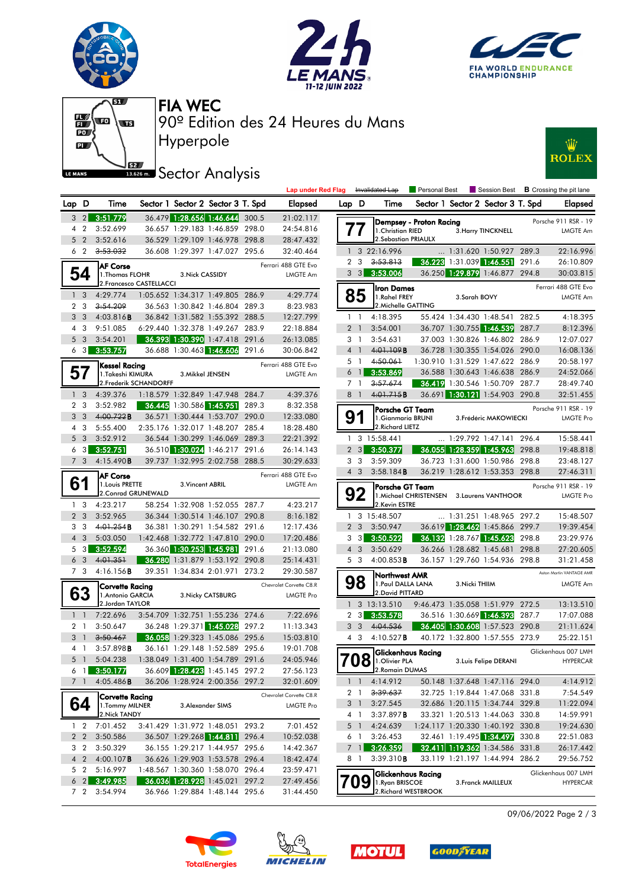# FIA WEC

## 90º Edition des 24 Heures du Mans

## Hyperpole

## Sector Analysis

Lap under Red Flag | ~~Invalidated Lap~~ | Personal Best | Session Best | **B** Crossing the pit lane

| Lap | D | Time | Sector 1 | Sector 2 | Sector 3 | T. Spd | Elapsed |
|---|---|---|---|---|---|---|---|
| 3 | 2 | 3:51.779 | 36.479 | 1:28.656 | 1:46.644 | 300.5 | 21:02.117 |
| 4 | 2 | 3:52.699 | 36.657 | 1:29.183 | 1:46.859 | 298.0 | 24:54.816 |
| 5 | 2 | 3:52.616 | 36.529 | 1:29.109 | 1:46.978 | 298.8 | 28:47.432 |
| 6 | 2 | ~~3:53.032~~ | 36.608 | 1:29.397 | 1:47.027 | 295.6 | 32:40.464 |

**54 AF Corse** — Ferrari 488 GTE Evo — LMGTE Am
1.Thomas FLOHR, 2.Francesco CASTELLACCI, 3.Nick CASSIDY

| Lap | D | Time | Sector 1 | Sector 2 | Sector 3 | T. Spd | Elapsed |
|---|---|---|---|---|---|---|---|
| 1 | 3 | 4:29.774 | 1:05.652 | 1:34.317 | 1:49.805 | 286.9 | 4:29.774 |
| 2 | 3 | ~~3:54.209~~ | 36.563 | 1:30.842 | 1:46.804 | 289.3 | 8:23.983 |
| 3 | 3 | 4:03.816**B** | 36.842 | 1:31.582 | 1:55.392 | 288.5 | 12:27.799 |
| 4 | 3 | 9:51.085 | 6:29.440 | 1:32.378 | 1:49.267 | 283.9 | 22:18.884 |
| 5 | 3 | 3:54.201 | 36.393 | 1:30.390 | 1:47.418 | 291.6 | 26:13.085 |
| 6 | 3 | 3:53.757 | 36.688 | 1:30.463 | 1:46.606 | 291.6 | 30:06.842 |

**57 Kessel Racing** — Ferrari 488 GTE Evo — LMGTE Am
1.Takeshi KIMURA, 2.Frederik SCHANDORFF, 3.Mikkel JENSEN

| Lap | D | Time | Sector 1 | Sector 2 | Sector 3 | T. Spd | Elapsed |
|---|---|---|---|---|---|---|---|
| 1 | 3 | 4:39.376 | 1:18.579 | 1:32.849 | 1:47.948 | 284.7 | 4:39.376 |
| 2 | 3 | 3:52.982 | 36.445 | 1:30.586 | 1:45.951 | 289.3 | 8:32.358 |
| 3 | 3 | ~~4:00.722~~**B** | 36.571 | 1:30.444 | 1:53.707 | 290.0 | 12:33.080 |
| 4 | 3 | 5:55.400 | 2:35.176 | 1:32.017 | 1:48.207 | 285.4 | 18:28.480 |
| 5 | 3 | 3:52.912 | 36.544 | 1:30.299 | 1:46.069 | 289.3 | 22:21.392 |
| 6 | 3 | 3:52.751 | 36.510 | 1:30.024 | 1:46.217 | 291.6 | 26:14.143 |
| 7 | 3 | 4:15.490**B** | 39.737 | 1:32.995 | 2:02.758 | 288.5 | 30:29.633 |

**61 AF Corse** — Ferrari 488 GTE Evo — LMGTE Am
1.Louis PRETTE, 2.Conrad GRUNEWALD, 3.Vincent ABRIL

| Lap | D | Time | Sector 1 | Sector 2 | Sector 3 | T. Spd | Elapsed |
|---|---|---|---|---|---|---|---|
| 1 | 3 | 4:23.217 | 58.254 | 1:32.908 | 1:52.055 | 287.7 | 4:23.217 |
| 2 | 3 | 3:52.965 | 36.344 | 1:30.514 | 1:46.107 | 290.8 | 8:16.182 |
| 3 | 3 | ~~4:01.254~~**B** | 36.381 | 1:30.291 | 1:54.582 | 291.6 | 12:17.436 |
| 4 | 3 | 5:03.050 | 1:42.468 | 1:32.772 | 1:47.810 | 290.0 | 17:20.486 |
| 5 | 3 | 3:52.594 | 36.360 | 1:30.253 | 1:45.981 | 291.6 | 21:13.080 |
| 6 | 3 | ~~4:01.351~~ | 36.280 | 1:31.879 | 1:53.192 | 290.8 | 25:14.431 |
| 7 | 3 | 4:16.156**B** | 39.351 | 1:34.834 | 2:01.971 | 273.2 | 29:30.587 |

**63 Corvette Racing** — Chevrolet Corvette C8.R — LMGTE Pro
1.Antonio GARCIA, 2.Jordan TAYLOR, 3.Nicky CATSBURG

| Lap | D | Time | Sector 1 | Sector 2 | Sector 3 | T. Spd | Elapsed |
|---|---|---|---|---|---|---|---|
| 1 | 1 | 7:22.696 | 3:54.709 | 1:32.751 | 1:55.236 | 274.6 | 7:22.696 |
| 2 | 1 | 3:50.647 | 36.248 | 1:29.371 | 1:45.028 | 297.2 | 11:13.343 |
| 3 | 1 | ~~3:50.467~~ | 36.058 | 1:29.323 | 1:45.086 | 295.6 | 15:03.810 |
| 4 | 1 | 3:57.898**B** | 36.161 | 1:29.148 | 1:52.589 | 295.6 | 19:01.708 |
| 5 | 1 | 5:04.238 | 1:38.049 | 1:31.400 | 1:54.789 | 291.6 | 24:05.946 |
| 6 | 1 | 3:50.177 | 36.609 | 1:28.423 | 1:45.145 | 297.2 | 27:56.123 |
| 7 | 1 | 4:05.486**B** | 36.206 | 1:28.924 | 2:00.356 | 297.2 | 32:01.609 |

**64 Corvette Racing** — Chevrolet Corvette C8.R — LMGTE Pro
1.Tommy MILNER, 2.Nick TANDY, 3.Alexander SIMS

| Lap | D | Time | Sector 1 | Sector 2 | Sector 3 | T. Spd | Elapsed |
|---|---|---|---|---|---|---|---|
| 1 | 2 | 7:01.452 | 3:41.429 | 1:31.972 | 1:48.051 | 293.2 | 7:01.452 |
| 2 | 2 | 3:50.586 | 36.507 | 1:29.268 | 1:44.811 | 296.4 | 10:52.038 |
| 3 | 2 | 3:50.329 | 36.155 | 1:29.217 | 1:44.957 | 295.6 | 14:42.367 |
| 4 | 2 | 4:00.107**B** | 36.626 | 1:29.903 | 1:53.578 | 296.4 | 18:42.474 |
| 5 | 2 | 5:16.997 | 1:48.567 | 1:30.360 | 1:58.070 | 296.4 | 23:59.471 |
| 6 | 2 | 3:49.985 | 36.036 | 1:28.928 | 1:45.021 | 297.2 | 27:49.456 |
| 7 | 2 | 3:54.994 | 36.966 | 1:29.884 | 1:48.144 | 295.6 | 31:44.450 |

**77 Dempsey - Proton Racing** — Porsche 911 RSR - 19 — LMGTE Am
1.Christian RIED, 2.Sebastian PRIAULX, 3.Harry TINCKNELL

| Lap | D | Time | Sector 1 | Sector 2 | Sector 3 | T. Spd | Elapsed |
|---|---|---|---|---|---|---|---|
| 1 | 3 | 22:16.996 | ... | 1:31.620 | 1:50.927 | 289.3 | 22:16.996 |
| 2 | 3 | ~~3:53.813~~ | 36.223 | 1:31.039 | 1:46.551 | 291.6 | 26:10.809 |
| 3 | 3 | 3:53.006 | 36.250 | 1:29.879 | 1:46.877 | 294.8 | 30:03.815 |

**85 Iron Dames** — Ferrari 488 GTE Evo — LMGTE Am
1.Rahel FREY, 2.Michelle GATTING, 3.Sarah BOVY

| Lap | D | Time | Sector 1 | Sector 2 | Sector 3 | T. Spd | Elapsed |
|---|---|---|---|---|---|---|---|
| 1 | 1 | 4:18.395 | 55.424 | 1:34.430 | 1:48.541 | 282.5 | 4:18.395 |
| 2 | 1 | 3:54.001 | 36.707 | 1:30.755 | 1:46.539 | 287.7 | 8:12.396 |
| 3 | 1 | 3:54.631 | 37.003 | 1:30.826 | 1:46.802 | 286.9 | 12:07.027 |
| 4 | 1 | ~~4:01.109~~**B** | 36.728 | 1:30.355 | 1:54.026 | 290.0 | 16:08.136 |
| 5 | 1 | ~~4:50.061~~ | 1:30.910 | 1:31.529 | 1:47.622 | 286.9 | 20:58.197 |
| 6 | 1 | 3:53.869 | 36.588 | 1:30.643 | 1:46.638 | 286.9 | 24:52.066 |
| 7 | 1 | ~~3:57.674~~ | 36.419 | 1:30.546 | 1:50.709 | 287.7 | 28:49.740 |
| 8 | 1 | ~~4:01.715~~**B** | 36.691 | 1:30.121 | 1:54.903 | 290.8 | 32:51.455 |

**91 Porsche GT Team** — Porsche 911 RSR - 19 — LMGTE Pro
1.Gianmaria BRUNI, 2.Richard LIETZ, 3.Frédéric MAKOWIECKI

| Lap | D | Time | Sector 1 | Sector 2 | Sector 3 | T. Spd | Elapsed |
|---|---|---|---|---|---|---|---|
| 1 | 3 | 15:58.441 | ... | 1:29.792 | 1:47.141 | 296.4 | 15:58.441 |
| 2 | 3 | 3:50.377 | 36.055 | 1:28.359 | 1:45.963 | 298.8 | 19:48.818 |
| 3 | 3 | 3:59.309 | 36.723 | 1:31.600 | 1:50.986 | 298.8 | 23:48.127 |
| 4 | 3 | 3:58.184**B** | 36.219 | 1:28.612 | 1:53.353 | 298.8 | 27:46.311 |

**92 Porsche GT Team** — Porsche 911 RSR - 19 — LMGTE Pro
1.Michael CHRISTENSEN, 2.Kevin ESTRE, 3.Laurens VANTHOOR

| Lap | D | Time | Sector 1 | Sector 2 | Sector 3 | T. Spd | Elapsed |
|---|---|---|---|---|---|---|---|
| 1 | 3 | 15:48.507 | ... | 1:31.251 | 1:48.965 | 297.2 | 15:48.507 |
| 2 | 3 | 3:50.947 | 36.619 | 1:28.462 | 1:45.866 | 299.7 | 19:39.454 |
| 3 | 3 | 3:50.522 | 36.132 | 1:28.767 | 1:45.623 | 298.8 | 23:29.976 |
| 4 | 3 | 3:50.629 | 36.266 | 1:28.682 | 1:45.681 | 298.8 | 27:20.605 |
| 5 | 3 | 4:00.853**B** | 36.157 | 1:29.760 | 1:54.936 | 298.8 | 31:21.458 |

**98 Northwest AMR** — Aston Martin VANTAGE AMR — LMGTE Am
1.Paul DALLA LANA, 2.David PITTARD, 3.Nicki THIIM

| Lap | D | Time | Sector 1 | Sector 2 | Sector 3 | T. Spd | Elapsed |
|---|---|---|---|---|---|---|---|
| 1 | 3 | 13:13.510 | 9:46.473 | 1:35.058 | 1:51.979 | 272.5 | 13:13.510 |
| 2 | 3 | 3:53.578 | 36.516 | 1:30.669 | 1:46.393 | 287.7 | 17:07.088 |
| 3 | 3 | ~~4:04.536~~ | 36.405 | 1:30.608 | 1:57.523 | 290.8 | 21:11.624 |
| 4 | 3 | 4:10.527**B** | 40.172 | 1:32.800 | 1:57.555 | 273.9 | 25:22.151 |

**708 Glickenhaus Racing** — Glickenhaus 007 LMH — HYPERCAR
1.Olivier PLA, 2.Romain DUMAS, 3.Luis Felipe DERANI

| Lap | D | Time | Sector 1 | Sector 2 | Sector 3 | T. Spd | Elapsed |
|---|---|---|---|---|---|---|---|
| 1 | 1 | 4:14.912 | 50.148 | 1:37.648 | 1:47.116 | 294.0 | 4:14.912 |
| 2 | 1 | ~~3:39.637~~ | 32.725 | 1:19.844 | 1:47.068 | 331.8 | 7:54.549 |
| 3 | 1 | 3:27.545 | 32.686 | 1:20.115 | 1:34.744 | 329.8 | 11:22.094 |
| 4 | 1 | 3:37.897**B** | 33.321 | 1:20.513 | 1:44.063 | 330.8 | 14:59.991 |
| 5 | 1 | 4:24.639 | 1:24.117 | 1:20.330 | 1:40.192 | 330.8 | 19:24.630 |
| 6 | 1 | 3:26.453 | 32.461 | 1:19.495 | 1:34.497 | 330.8 | 22:51.083 |
| 7 | 1 | 3:26.359 | 32.411 | 1:19.362 | 1:34.586 | 331.8 | 26:17.442 |
| 8 | 1 | 3:39.310**B** | 33.119 | 1:21.197 | 1:44.994 | 286.2 | 29:56.752 |

**709 Glickenhaus Racing** — Glickenhaus 007 LMH — HYPERCAR
1.Ryan BRISCOE, 2.Richard WESTBROOK, 3.Franck MAILLEUX

09/06/2022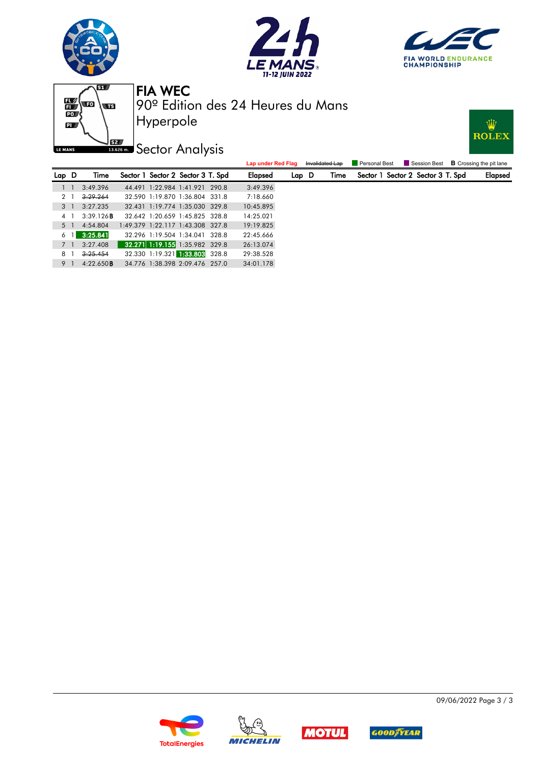# FIA WEC

## 90º Edition des 24 Heures du Mans

## Hyperpole

## Sector Analysis

Lap under Red Flag | ~~Invalidated Lap~~ | Personal Best | Session Best | **B** Crossing the pit lane

| Lap | D | Time | Sector 1 | Sector 2 | Sector 3 | T. Spd | Elapsed |
|---|---|---|---|---|---|---|---|
| 1 | 1 | 3:49.396 | 44.491 | 1:22.984 | 1:41.921 | 290.8 | 3:49.396 |
| 2 | 1 | ~~3:29.264~~ | 32.590 | 1:19.870 | 1:36.804 | 331.8 | 7:18.660 |
| 3 | 1 | 3:27.235 | 32.431 | 1:19.774 | 1:35.030 | 329.8 | 10:45.895 |
| 4 | 1 | 3:39.126**B** | 32.642 | 1:20.659 | 1:45.825 | 328.8 | 14:25.021 |
| 5 | 1 | 4:54.804 | 1:49.379 | 1:22.117 | 1:43.308 | 327.8 | 19:19.825 |
| 6 | 1 | 3:25.841 | 32.296 | 1:19.504 | 1:34.041 | 328.8 | 22:45.666 |
| 7 | 1 | 3:27.408 | 32.271 | 1:19.155 | 1:35.982 | 329.8 | 26:13.074 |
| 8 | 1 | ~~3:25.454~~ | 32.330 | 1:19.321 | 1:33.803 | 328.8 | 29:38.528 |
| 9 | 1 | 4:22.650**B** | 34.776 | 1:38.398 | 2:09.476 | 257.0 | 34:01.178 |

09/06/2022